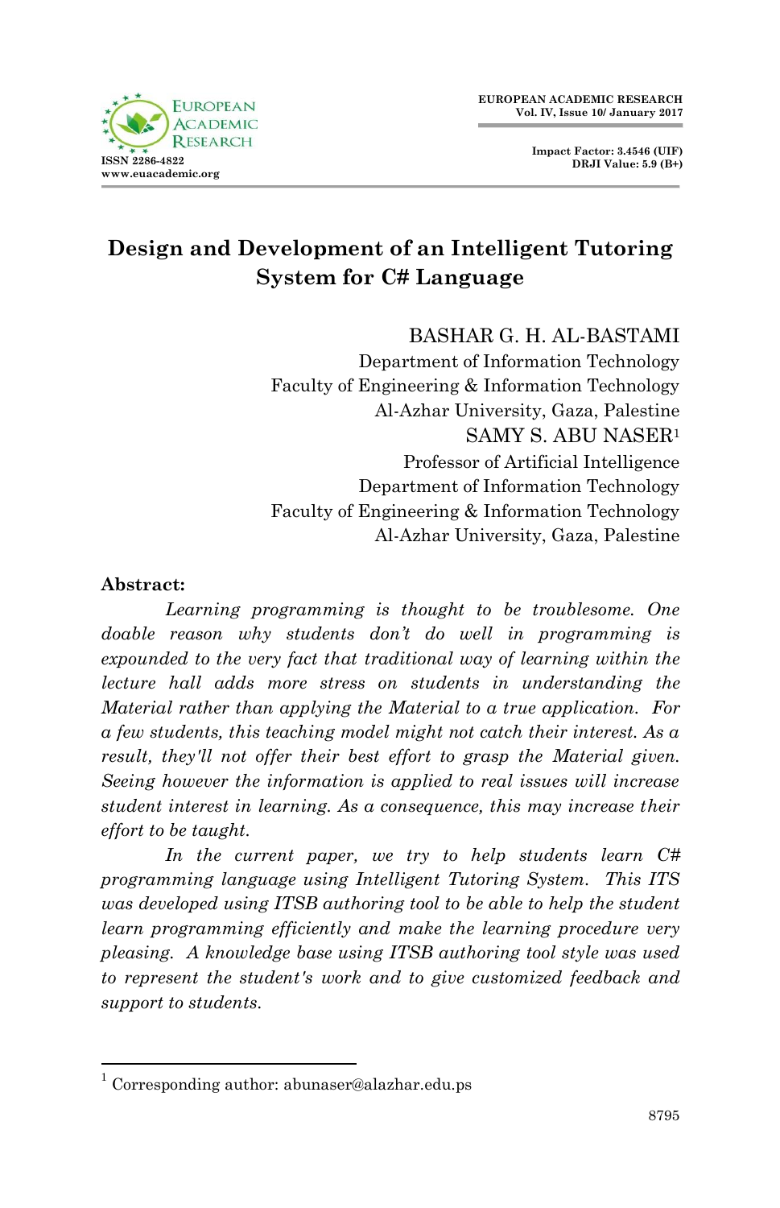# Design and Development of an Intelligent Tutoring System for C# Language

BASHAR G. H. AL-BASTAMI
Department of Information Technology
Faculty of Engineering & Information Technology
Al-Azhar University, Gaza, Palestine

SAMY S. ABU NASER[1]
Professor of Artificial Intelligence
Department of Information Technology
Faculty of Engineering & Information Technology
Al-Azhar University, Gaza, Palestine

**Abstract:**

*Learning programming is thought to be troublesome. One doable reason why students don't do well in programming is expounded to the very fact that traditional way of learning within the lecture hall adds more stress on students in understanding the Material rather than applying the Material to a true application. For a few students, this teaching model might not catch their interest. As a result, they'll not offer their best effort to grasp the Material given. Seeing however the information is applied to real issues will increase student interest in learning. As a consequence, this may increase their effort to be taught.*

*In the current paper, we try to help students learn C# programming language using Intelligent Tutoring System. This ITS was developed using ITSB authoring tool to be able to help the student learn programming efficiently and make the learning procedure very pleasing. A knowledge base using ITSB authoring tool style was used to represent the student's work and to give customized feedback and support to students.*

---

[1] Corresponding author: abunaser@alazhar.edu.ps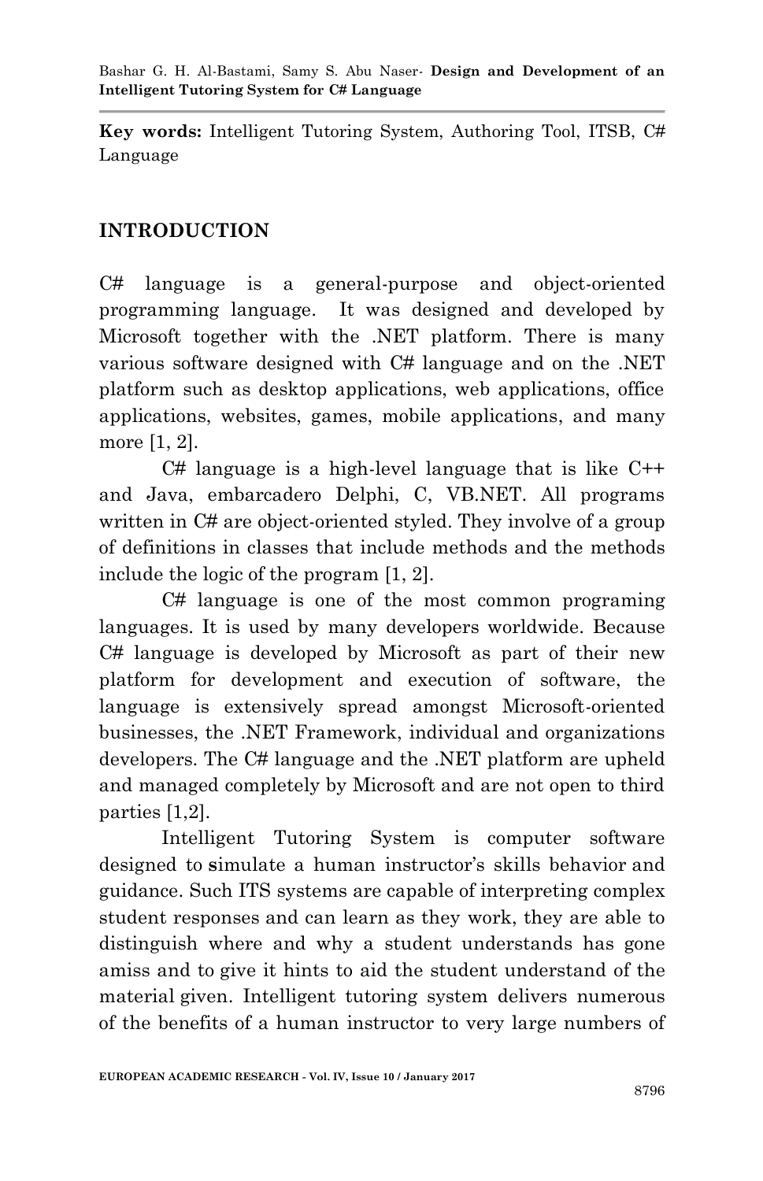**Key words:** Intelligent Tutoring System, Authoring Tool, ITSB, C# Language

## INTRODUCTION

C# language is a general-purpose and object-oriented programming language. It was designed and developed by Microsoft together with the .NET platform. There is many various software designed with C# language and on the .NET platform such as desktop applications, web applications, office applications, websites, games, mobile applications, and many more [1, 2].

C# language is a high-level language that is like C++ and Java, embarcadero Delphi, C, VB.NET. All programs written in C# are object-oriented styled. They involve of a group of definitions in classes that include methods and the methods include the logic of the program [1, 2].

C# language is one of the most common programing languages. It is used by many developers worldwide. Because C# language is developed by Microsoft as part of their new platform for development and execution of software, the language is extensively spread amongst Microsoft-oriented businesses, the .NET Framework, individual and organizations developers. The C# language and the .NET platform are upheld and managed completely by Microsoft and are not open to third parties [1,2].

Intelligent Tutoring System is computer software designed to **s**imulate a human instructor's skills behavior and guidance. Such ITS systems are capable of interpreting complex student responses and can learn as they work, they are able to distinguish where and why a student understands has gone amiss and to give it hints to aid the student understand of the material given. Intelligent tutoring system delivers numerous of the benefits of a human instructor to very large numbers of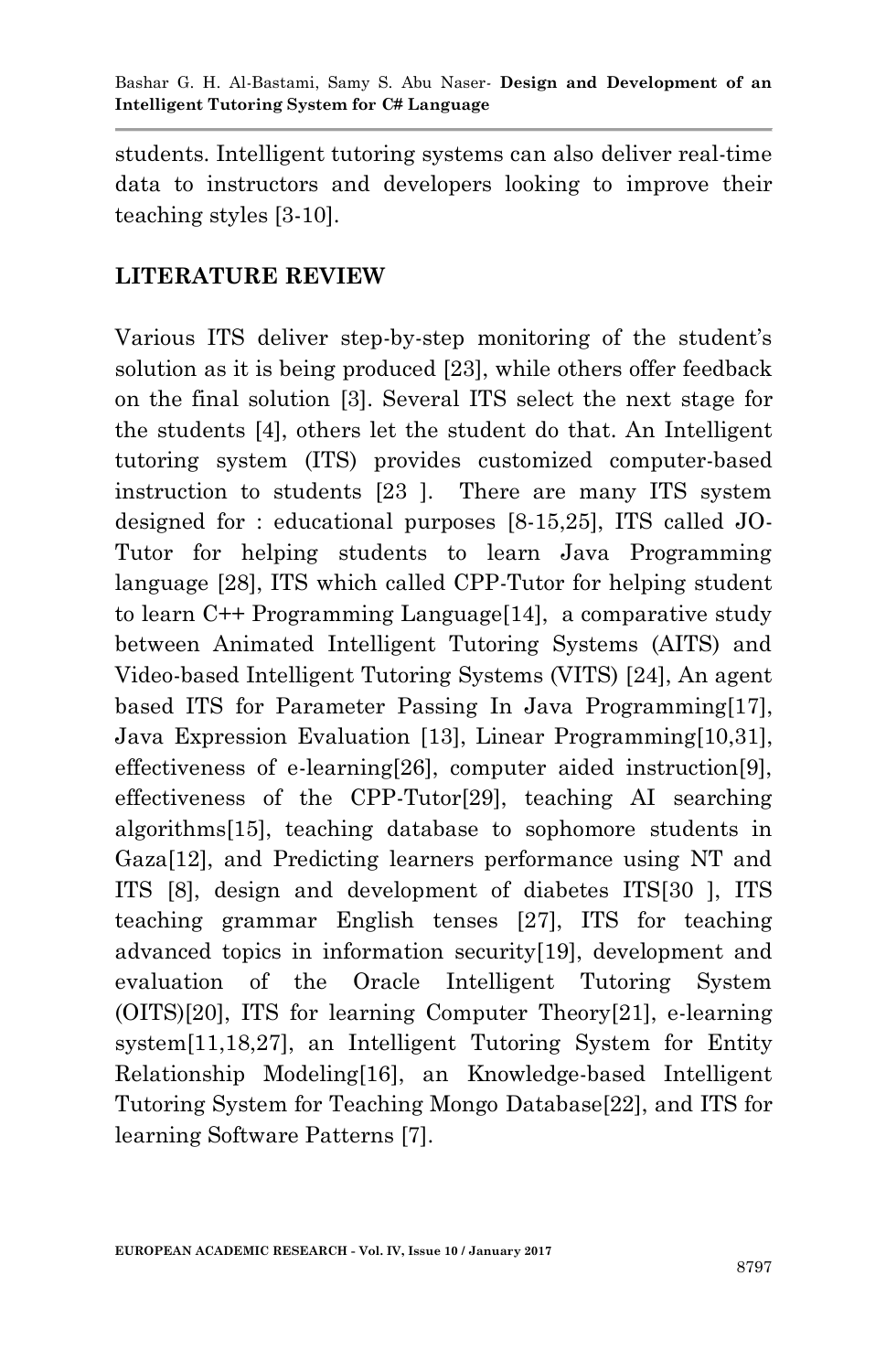students. Intelligent tutoring systems can also deliver real-time data to instructors and developers looking to improve their teaching styles [3-10].

## LITERATURE REVIEW

Various ITS deliver step-by-step monitoring of the student's solution as it is being produced [23], while others offer feedback on the final solution [3]. Several ITS select the next stage for the students [4], others let the student do that. An Intelligent tutoring system (ITS) provides customized computer-based instruction to students [23 ]. There are many ITS system designed for : educational purposes [8-15,25], ITS called JO-Tutor for helping students to learn Java Programming language [28], ITS which called CPP-Tutor for helping student to learn C++ Programming Language[14], a comparative study between Animated Intelligent Tutoring Systems (AITS) and Video-based Intelligent Tutoring Systems (VITS) [24], An agent based ITS for Parameter Passing In Java Programming[17], Java Expression Evaluation [13], Linear Programming[10,31], effectiveness of e-learning[26], computer aided instruction[9], effectiveness of the CPP-Tutor[29], teaching AI searching algorithms[15], teaching database to sophomore students in Gaza[12], and Predicting learners performance using NT and ITS [8], design and development of diabetes ITS[30 ], ITS teaching grammar English tenses [27], ITS for teaching advanced topics in information security[19], development and evaluation of the Oracle Intelligent Tutoring System (OITS)[20], ITS for learning Computer Theory[21], e-learning system[11,18,27], an Intelligent Tutoring System for Entity Relationship Modeling[16], an Knowledge-based Intelligent Tutoring System for Teaching Mongo Database[22], and ITS for learning Software Patterns [7].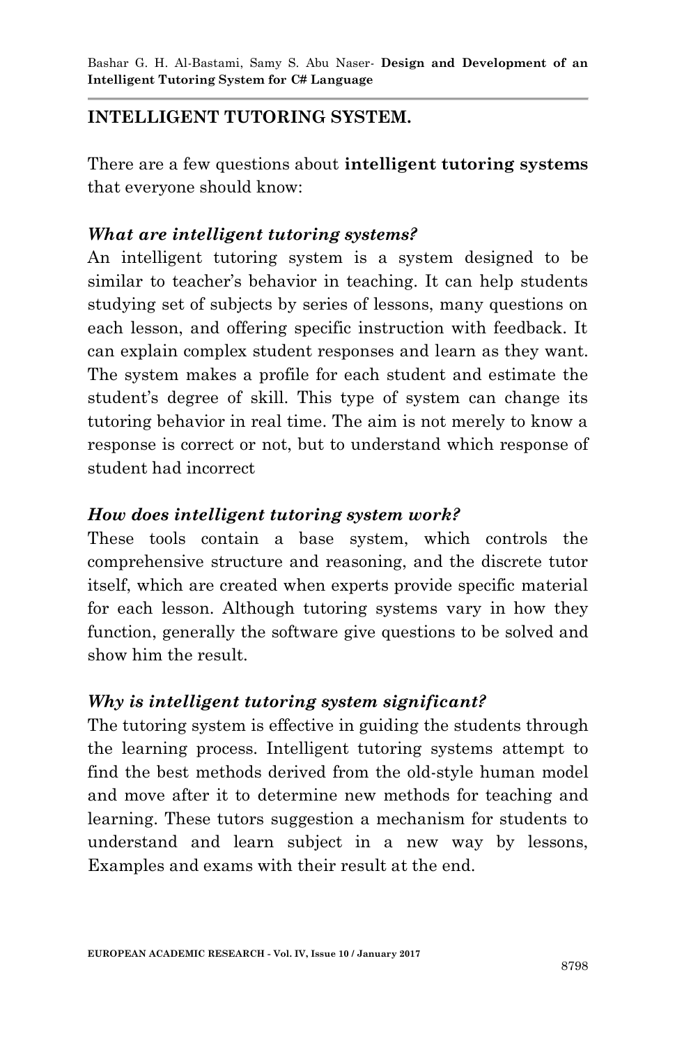## INTELLIGENT TUTORING SYSTEM.

There are a few questions about **intelligent tutoring systems** that everyone should know:

### *What are intelligent tutoring systems?*

An intelligent tutoring system is a system designed to be similar to teacher's behavior in teaching. It can help students studying set of subjects by series of lessons, many questions on each lesson, and offering specific instruction with feedback. It can explain complex student responses and learn as they want. The system makes a profile for each student and estimate the student's degree of skill. This type of system can change its tutoring behavior in real time. The aim is not merely to know a response is correct or not, but to understand which response of student had incorrect

### *How does intelligent tutoring system work?*

These tools contain a base system, which controls the comprehensive structure and reasoning, and the discrete tutor itself, which are created when experts provide specific material for each lesson. Although tutoring systems vary in how they function, generally the software give questions to be solved and show him the result.

### *Why is intelligent tutoring system significant?*

The tutoring system is effective in guiding the students through the learning process. Intelligent tutoring systems attempt to find the best methods derived from the old-style human model and move after it to determine new methods for teaching and learning. These tutors suggestion a mechanism for students to understand and learn subject in a new way by lessons, Examples and exams with their result at the end.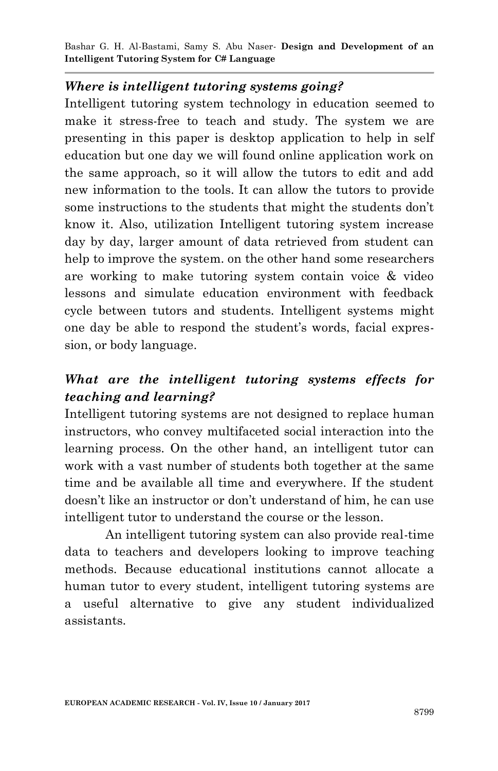### *Where is intelligent tutoring systems going?*

Intelligent tutoring system technology in education seemed to make it stress-free to teach and study. The system we are presenting in this paper is desktop application to help in self education but one day we will found online application work on the same approach, so it will allow the tutors to edit and add new information to the tools. It can allow the tutors to provide some instructions to the students that might the students don't know it. Also, utilization Intelligent tutoring system increase day by day, larger amount of data retrieved from student can help to improve the system. on the other hand some researchers are working to make tutoring system contain voice & video lessons and simulate education environment with feedback cycle between tutors and students. Intelligent systems might one day be able to respond the student's words, facial expression, or body language.

### *What are the intelligent tutoring systems effects for teaching and learning?*

Intelligent tutoring systems are not designed to replace human instructors, who convey multifaceted social interaction into the learning process. On the other hand, an intelligent tutor can work with a vast number of students both together at the same time and be available all time and everywhere. If the student doesn't like an instructor or don't understand of him, he can use intelligent tutor to understand the course or the lesson.

An intelligent tutoring system can also provide real-time data to teachers and developers looking to improve teaching methods. Because educational institutions cannot allocate a human tutor to every student, intelligent tutoring systems are a useful alternative to give any student individualized assistants.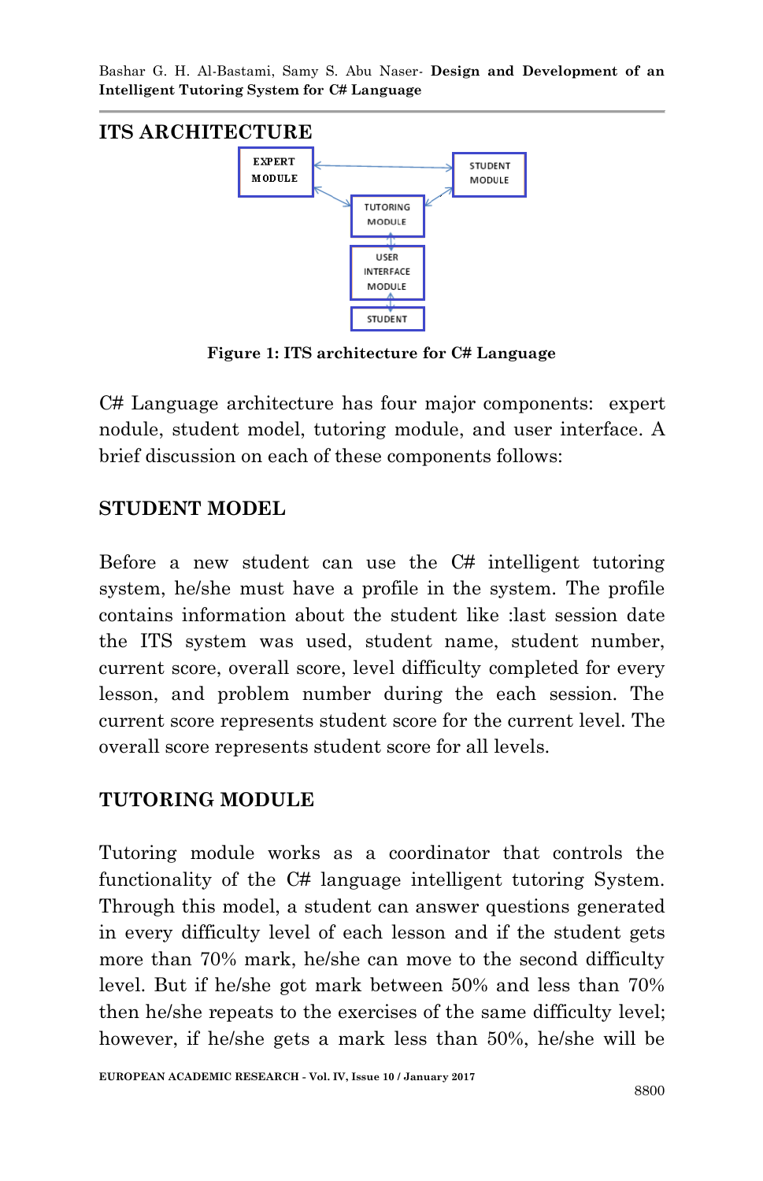## ITS ARCHITECTURE

Figure 1: ITS architecture for C# Language

C# Language architecture has four major components: expert nodule, student model, tutoring module, and user interface. A brief discussion on each of these components follows:

## STUDENT MODEL

Before a new student can use the C# intelligent tutoring system, he/she must have a profile in the system. The profile contains information about the student like :last session date the ITS system was used, student name, student number, current score, overall score, level difficulty completed for every lesson, and problem number during the each session. The current score represents student score for the current level. The overall score represents student score for all levels.

## TUTORING MODULE

Tutoring module works as a coordinator that controls the functionality of the C# language intelligent tutoring System. Through this model, a student can answer questions generated in every difficulty level of each lesson and if the student gets more than 70% mark, he/she can move to the second difficulty level. But if he/she got mark between 50% and less than 70% then he/she repeats to the exercises of the same difficulty level; however, if he/she gets a mark less than 50%, he/she will be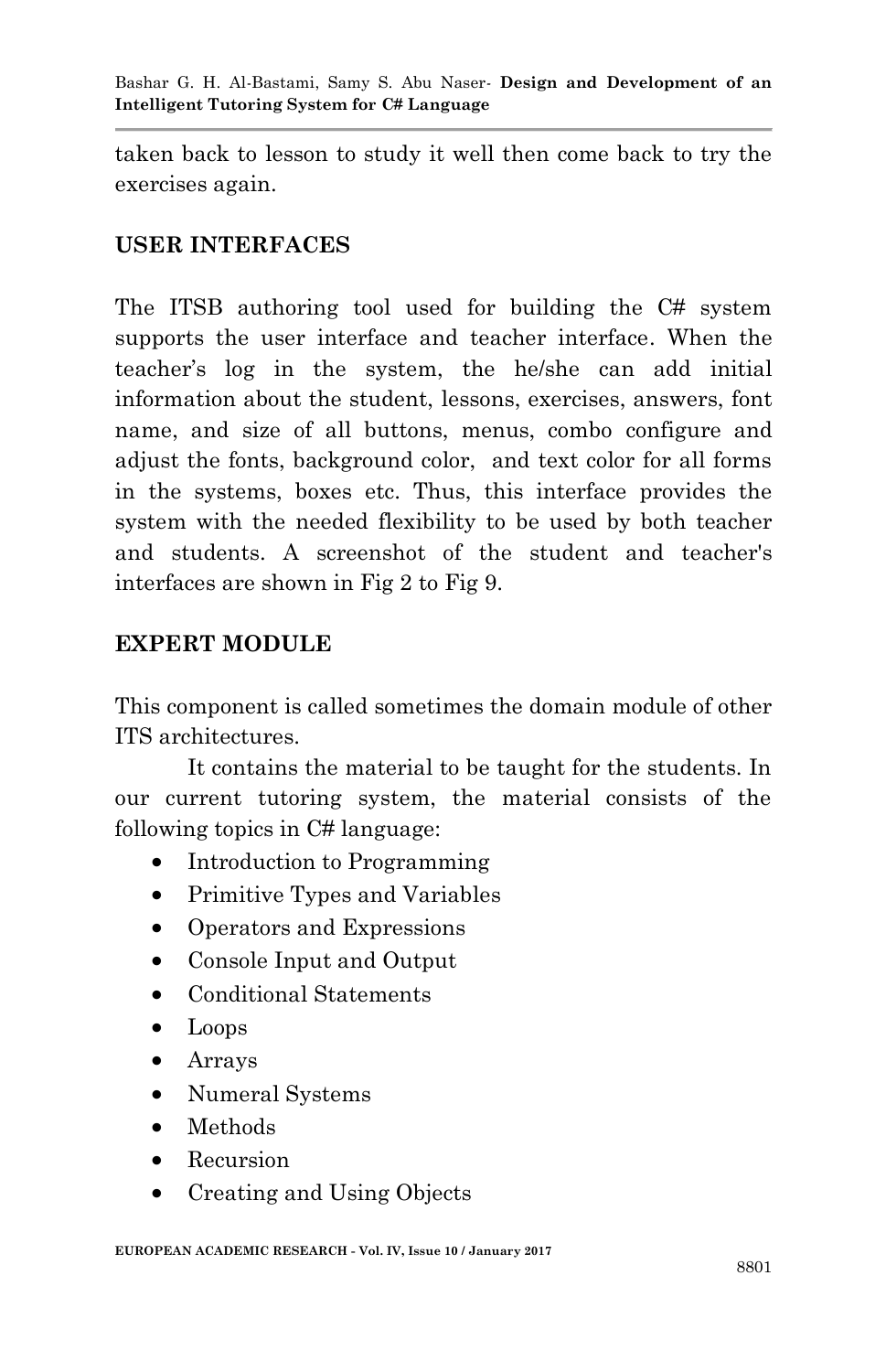taken back to lesson to study it well then come back to try the exercises again.

## USER INTERFACES

The ITSB authoring tool used for building the C# system supports the user interface and teacher interface. When the teacher's log in the system, the he/she can add initial information about the student, lessons, exercises, answers, font name, and size of all buttons, menus, combo configure and adjust the fonts, background color, and text color for all forms in the systems, boxes etc. Thus, this interface provides the system with the needed flexibility to be used by both teacher and students. A screenshot of the student and teacher's interfaces are shown in Fig 2 to Fig 9.

## EXPERT MODULE

This component is called sometimes the domain module of other ITS architectures.

It contains the material to be taught for the students. In our current tutoring system, the material consists of the following topics in C# language:

- Introduction to Programming
- Primitive Types and Variables
- Operators and Expressions
- Console Input and Output
- Conditional Statements
- Loops
- Arrays
- Numeral Systems
- Methods
- Recursion
- Creating and Using Objects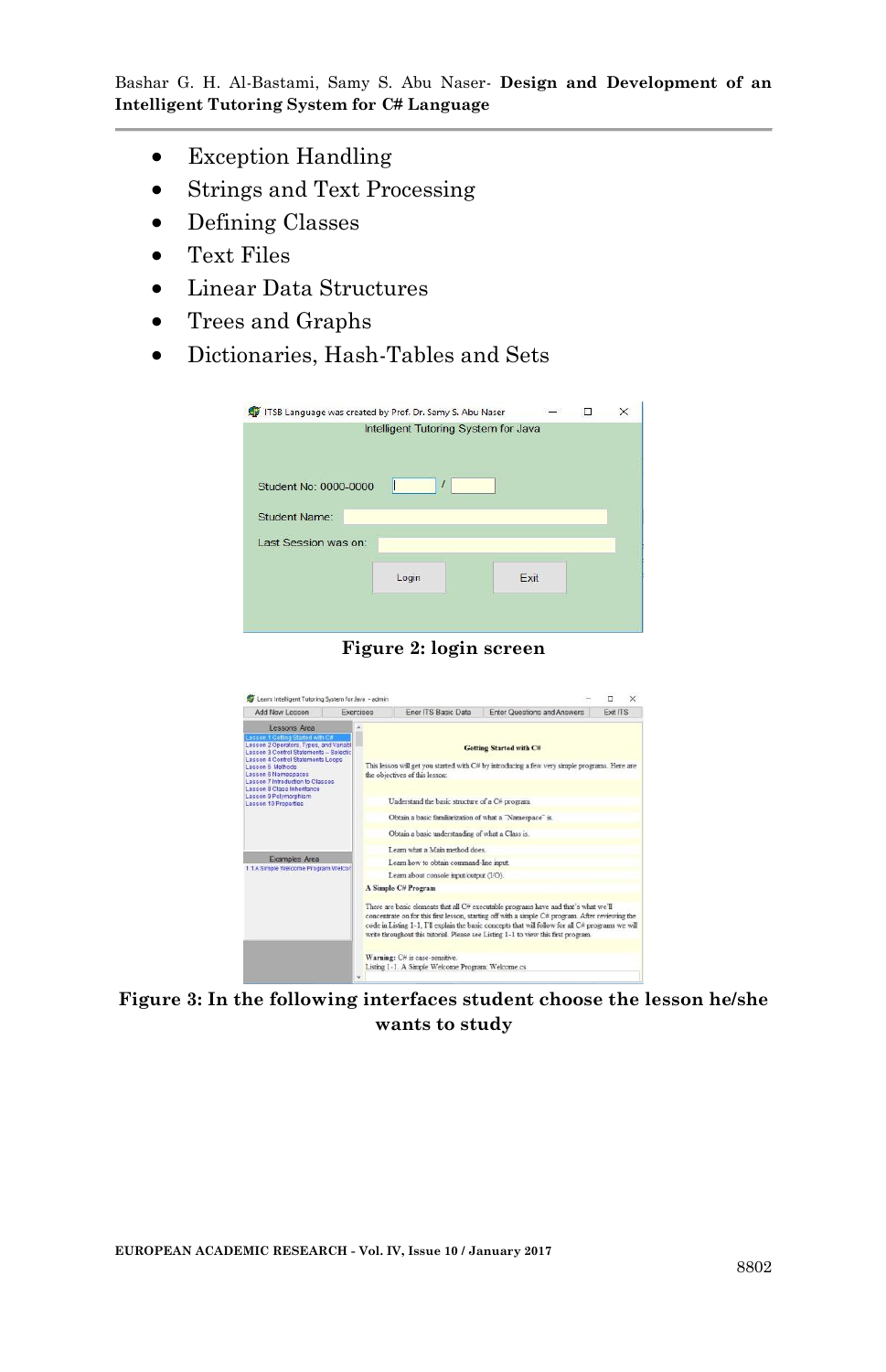- Exception Handling
- Strings and Text Processing
- Defining Classes
- Text Files
- Linear Data Structures
- Trees and Graphs
- Dictionaries, Hash-Tables and Sets

**Figure 2: login screen**

**Figure 3: In the following interfaces student choose the lesson he/she wants to study**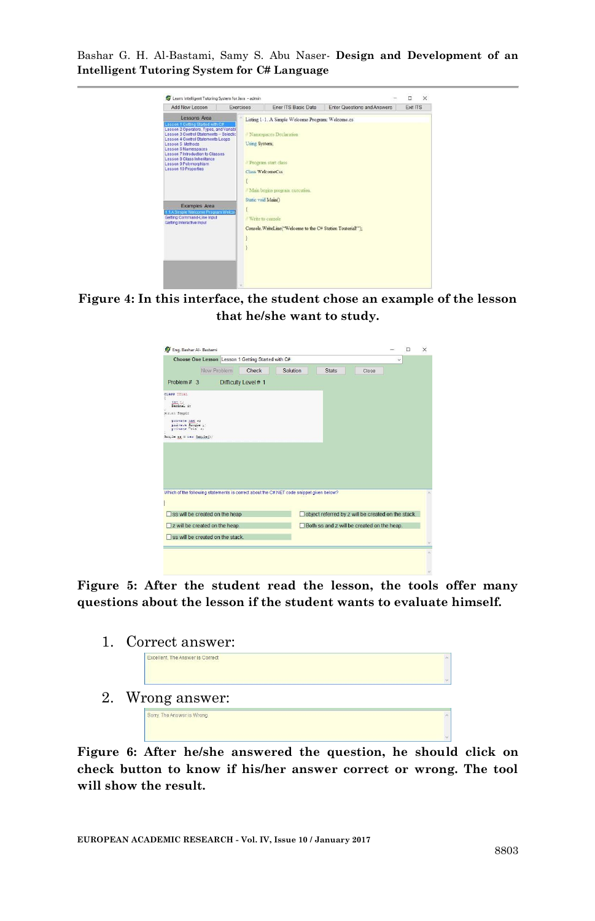**Figure 4: In this interface, the student chose an example of the lesson that he/she want to study.**

**Figure 5: After the student read the lesson, the tools offer many questions about the lesson if the student wants to evaluate himself.**

1. Correct answer:

2. Wrong answer:

**Figure 6: After he/she answered the question, he should click on check button to know if his/her answer correct or wrong. The tool will show the result.**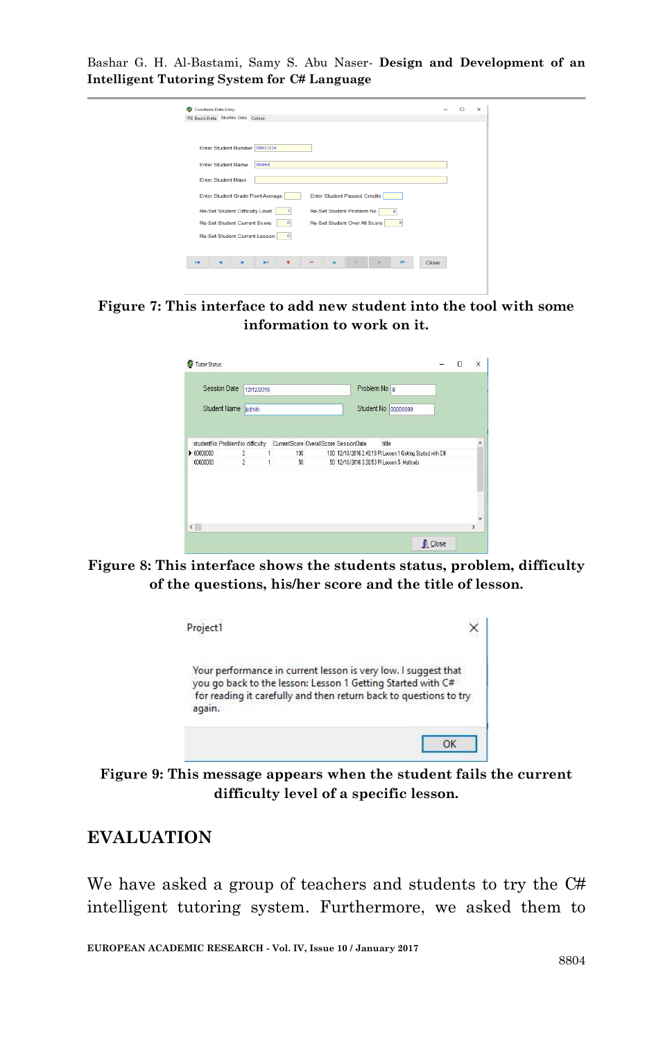Figure 7: This interface to add new student into the tool with some information to work on it.

Figure 8: This interface shows the students status, problem, difficulty of the questions, his/her score and the title of lesson.

Figure 9: This message appears when the student fails the current difficulty level of a specific lesson.

## EVALUATION

We have asked a group of teachers and students to try the C# intelligent tutoring system. Furthermore, we asked them to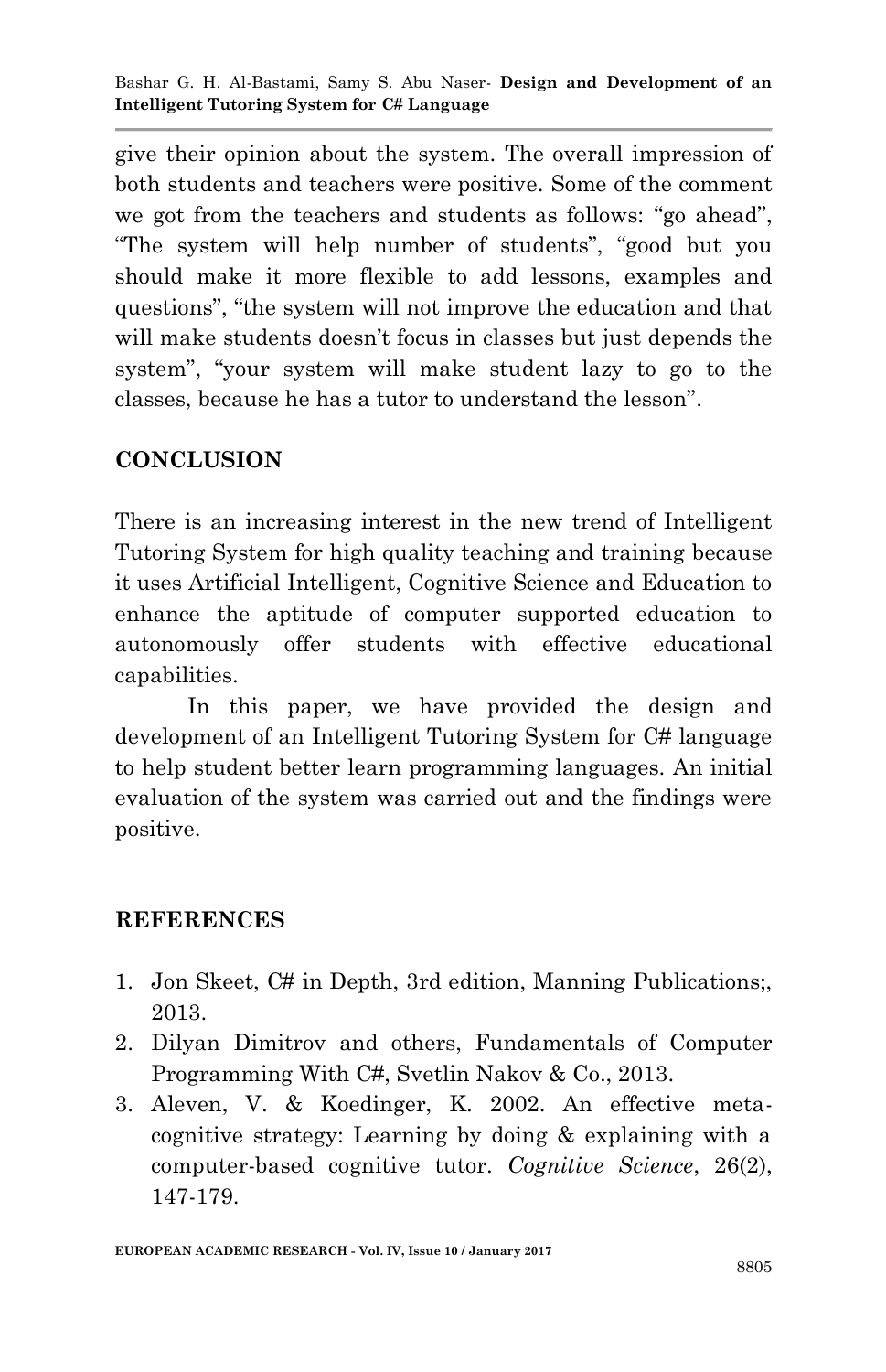give their opinion about the system. The overall impression of both students and teachers were positive. Some of the comment we got from the teachers and students as follows: "go ahead", "The system will help number of students", "good but you should make it more flexible to add lessons, examples and questions", "the system will not improve the education and that will make students doesn't focus in classes but just depends the system", "your system will make student lazy to go to the classes, because he has a tutor to understand the lesson".

## CONCLUSION

There is an increasing interest in the new trend of Intelligent Tutoring System for high quality teaching and training because it uses Artificial Intelligent, Cognitive Science and Education to enhance the aptitude of computer supported education to autonomously offer students with effective educational capabilities.

In this paper, we have provided the design and development of an Intelligent Tutoring System for C# language to help student better learn programming languages. An initial evaluation of the system was carried out and the findings were positive.

## REFERENCES

1. Jon Skeet, C# in Depth, 3rd edition, Manning Publications;, 2013.
2. Dilyan Dimitrov and others, Fundamentals of Computer Programming With C#, Svetlin Nakov & Co., 2013.
3. Aleven, V. & Koedinger, K. 2002. An effective meta-cognitive strategy: Learning by doing & explaining with a computer-based cognitive tutor. *Cognitive Science*, 26(2), 147-179.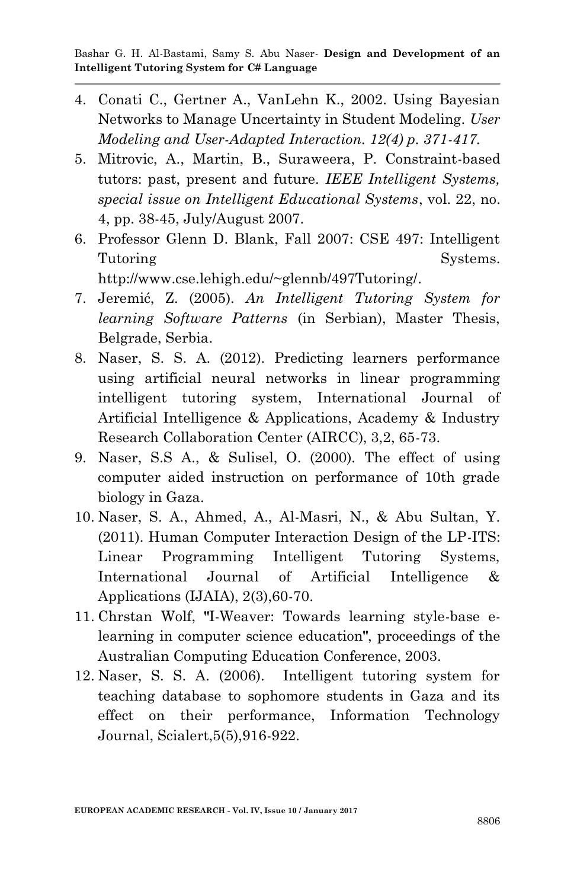4. Conati C., Gertner A., VanLehn K., 2002. Using Bayesian Networks to Manage Uncertainty in Student Modeling. *User Modeling and User-Adapted Interaction. 12(4) p. 371-417.*
5. Mitrovic, A., Martin, B., Suraweera, P. Constraint-based tutors: past, present and future. *IEEE Intelligent Systems, special issue on Intelligent Educational Systems*, vol. 22, no. 4, pp. 38-45, July/August 2007.
6. Professor Glenn D. Blank, Fall 2007: CSE 497: Intelligent Tutoring Systems. http://www.cse.lehigh.edu/~glennb/497Tutoring/.
7. Jeremić, Z. (2005). *An Intelligent Tutoring System for learning Software Patterns* (in Serbian), Master Thesis, Belgrade, Serbia.
8. Naser, S. S. A. (2012). Predicting learners performance using artificial neural networks in linear programming intelligent tutoring system, International Journal of Artificial Intelligence & Applications, Academy & Industry Research Collaboration Center (AIRCC), 3,2, 65-73.
9. Naser, S.S A., & Sulisel, O. (2000). The effect of using computer aided instruction on performance of 10th grade biology in Gaza.
10. Naser, S. A., Ahmed, A., Al-Masri, N., & Abu Sultan, Y. (2011). Human Computer Interaction Design of the LP-ITS: Linear Programming Intelligent Tutoring Systems, International Journal of Artificial Intelligence & Applications (IJAIA), 2(3),60-70.
11. Chrstan Wolf, "I-Weaver: Towards learning style-base e-learning in computer science education", proceedings of the Australian Computing Education Conference, 2003.
12. Naser, S. S. A. (2006). Intelligent tutoring system for teaching database to sophomore students in Gaza and its effect on their performance, Information Technology Journal, Scialert,5(5),916-922.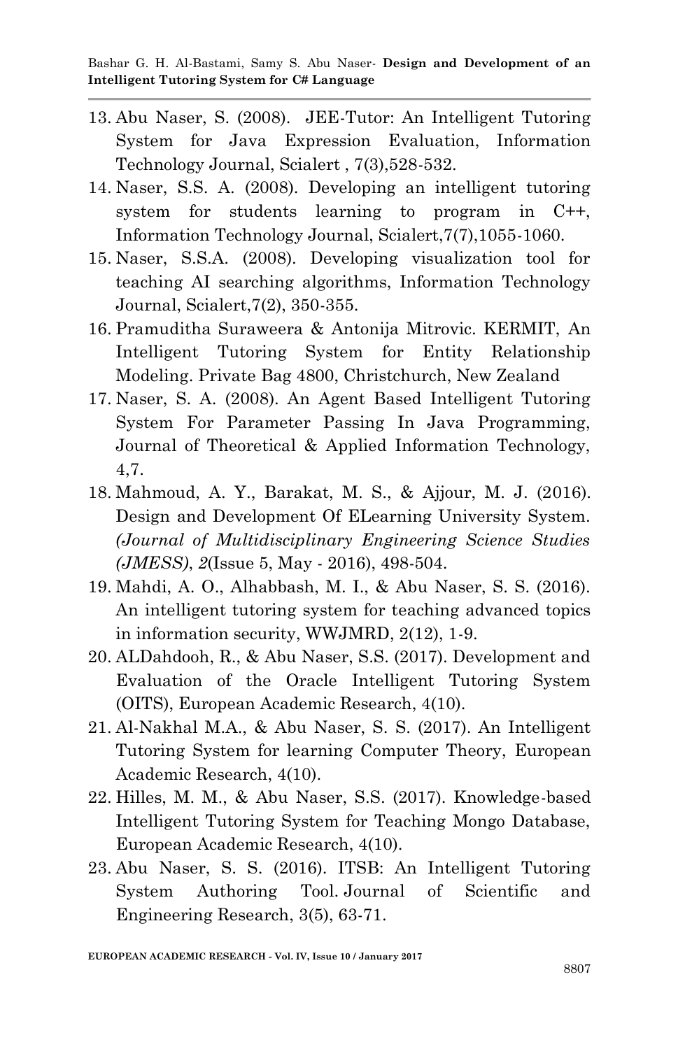13. Abu Naser, S. (2008). JEE-Tutor: An Intelligent Tutoring System for Java Expression Evaluation, Information Technology Journal, Scialert , 7(3),528-532.
14. Naser, S.S. A. (2008). Developing an intelligent tutoring system for students learning to program in C++, Information Technology Journal, Scialert,7(7),1055-1060.
15. Naser, S.S.A. (2008). Developing visualization tool for teaching AI searching algorithms, Information Technology Journal, Scialert,7(2), 350-355.
16. Pramuditha Suraweera & Antonija Mitrovic. KERMIT, An Intelligent Tutoring System for Entity Relationship Modeling. Private Bag 4800, Christchurch, New Zealand
17. Naser, S. A. (2008). An Agent Based Intelligent Tutoring System For Parameter Passing In Java Programming, Journal of Theoretical & Applied Information Technology, 4,7.
18. Mahmoud, A. Y., Barakat, M. S., & Ajjour, M. J. (2016). Design and Development Of ELearning University System. *(Journal of Multidisciplinary Engineering Science Studies (JMESS)*, *2*(Issue 5, May - 2016), 498-504.
19. Mahdi, A. O., Alhabbash, M. I., & Abu Naser, S. S. (2016). An intelligent tutoring system for teaching advanced topics in information security, WWJMRD, 2(12), 1-9.
20. ALDahdooh, R., & Abu Naser, S.S. (2017). Development and Evaluation of the Oracle Intelligent Tutoring System (OITS), European Academic Research, 4(10).
21. Al-Nakhal M.A., & Abu Naser, S. S. (2017). An Intelligent Tutoring System for learning Computer Theory, European Academic Research, 4(10).
22. Hilles, M. M., & Abu Naser, S.S. (2017). Knowledge-based Intelligent Tutoring System for Teaching Mongo Database, European Academic Research, 4(10).
23. Abu Naser, S. S. (2016). ITSB: An Intelligent Tutoring System Authoring Tool. Journal of Scientific and Engineering Research, 3(5), 63-71.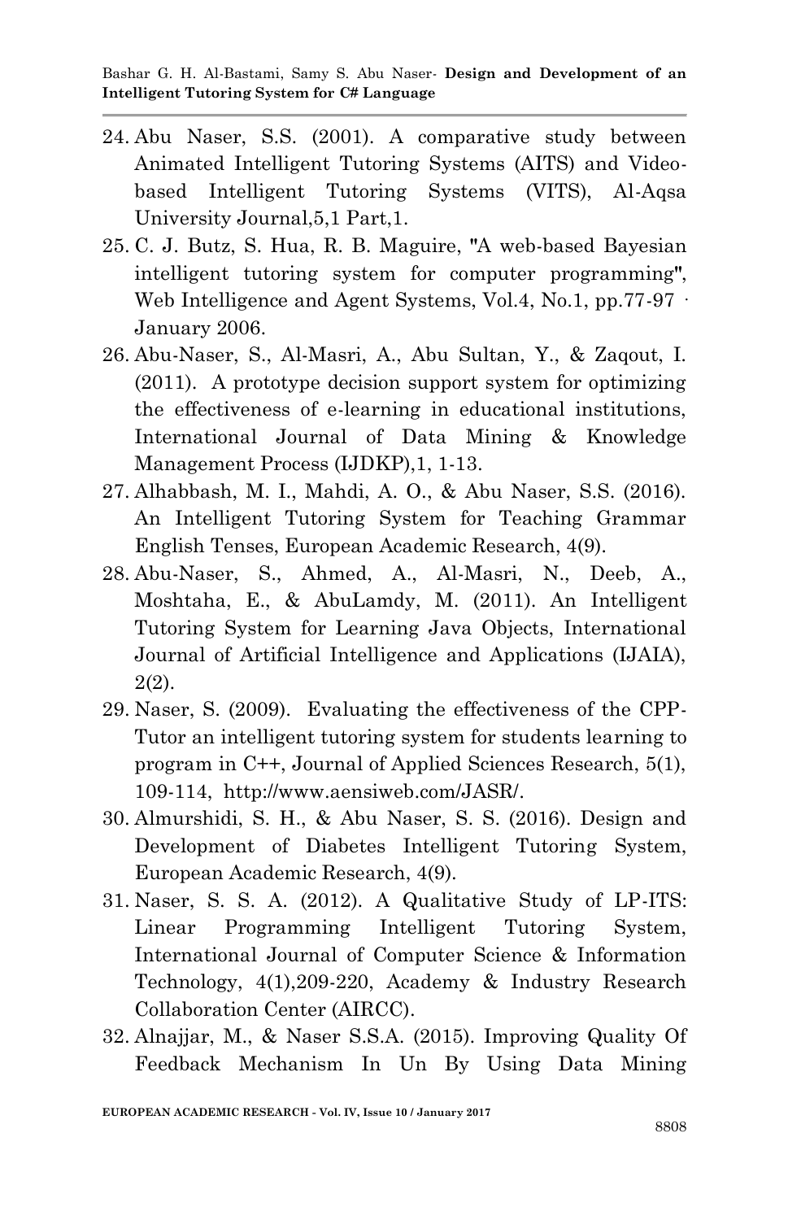24. Abu Naser, S.S. (2001). A comparative study between Animated Intelligent Tutoring Systems (AITS) and Video-based Intelligent Tutoring Systems (VITS), Al-Aqsa University Journal,5,1 Part,1.
25. C. J. Butz, S. Hua, R. B. Maguire, "A web-based Bayesian intelligent tutoring system for computer programming", Web Intelligence and Agent Systems, Vol.4, No.1, pp.77-97 · January 2006.
26. Abu-Naser, S., Al-Masri, A., Abu Sultan, Y., & Zaqout, I. (2011). A prototype decision support system for optimizing the effectiveness of e-learning in educational institutions, International Journal of Data Mining & Knowledge Management Process (IJDKP),1, 1-13.
27. Alhabbash, M. I., Mahdi, A. O., & Abu Naser, S.S. (2016). An Intelligent Tutoring System for Teaching Grammar English Tenses, European Academic Research, 4(9).
28. Abu-Naser, S., Ahmed, A., Al-Masri, N., Deeb, A., Moshtaha, E., & AbuLamdy, M. (2011). An Intelligent Tutoring System for Learning Java Objects, International Journal of Artificial Intelligence and Applications (IJAIA), 2(2).
29. Naser, S. (2009). Evaluating the effectiveness of the CPP-Tutor an intelligent tutoring system for students learning to program in C++, Journal of Applied Sciences Research, 5(1), 109-114, http://www.aensiweb.com/JASR/.
30. Almurshidi, S. H., & Abu Naser, S. S. (2016). Design and Development of Diabetes Intelligent Tutoring System, European Academic Research, 4(9).
31. Naser, S. S. A. (2012). A Qualitative Study of LP-ITS: Linear Programming Intelligent Tutoring System, International Journal of Computer Science & Information Technology, 4(1),209-220, Academy & Industry Research Collaboration Center (AIRCC).
32. Alnajjar, M., & Naser S.S.A. (2015). Improving Quality Of Feedback Mechanism In Un By Using Data Mining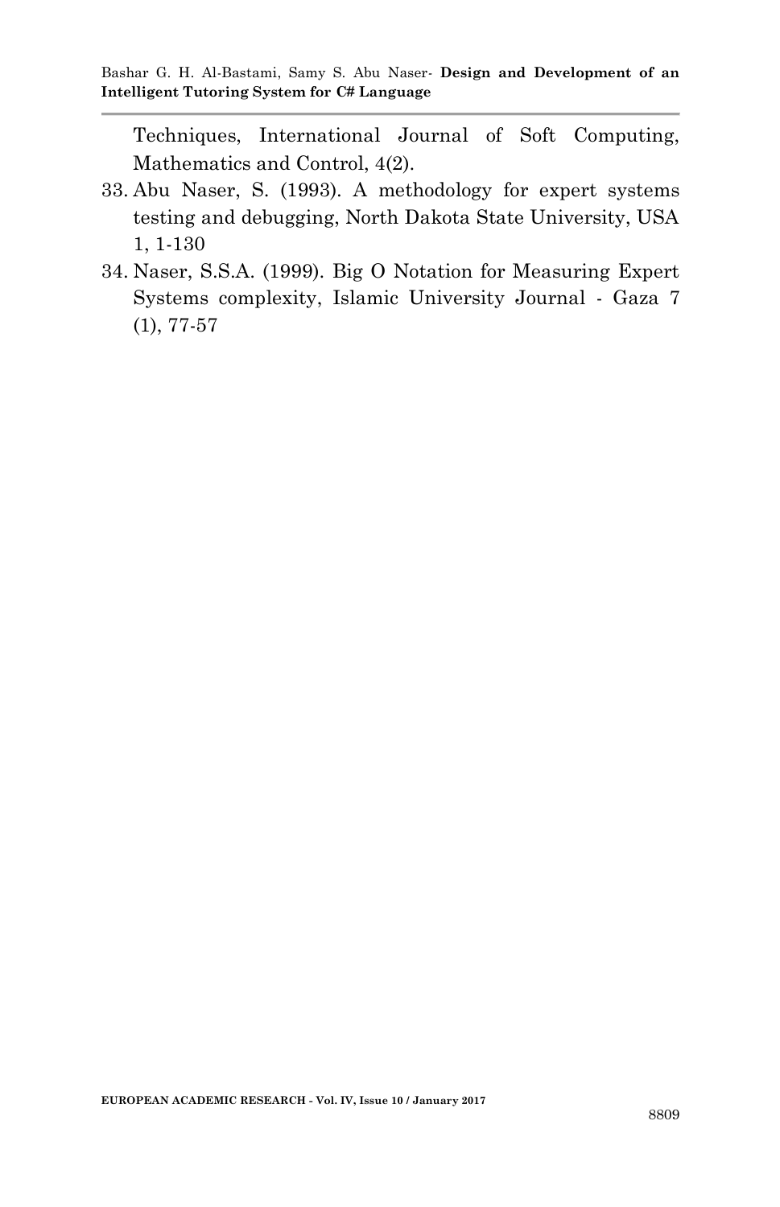Techniques, International Journal of Soft Computing, Mathematics and Control, 4(2).

33. Abu Naser, S. (1993). A methodology for expert systems testing and debugging, North Dakota State University, USA 1, 1-130
34. Naser, S.S.A. (1999). Big O Notation for Measuring Expert Systems complexity, Islamic University Journal - Gaza 7 (1), 77-57